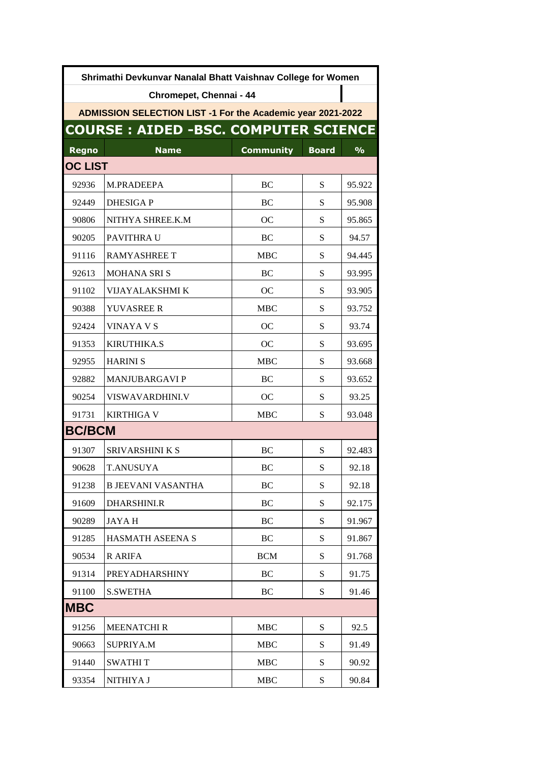**Shrimathi Devkunvar Nanalal Bhatt Vaishnav College for Women**

**Chromepet, Chennai - 44**

**ADMISSION SELECTION LIST -1 For the Academic year 2021-2022**

## COURSE : AIDED -BSC. COMPUTER SCIENCE

| Regno | Name | Community | Board | % |
|---|---|---|---|---|
| **OC LIST** | | | | |
| 92936 | M.PRADEEPA | BC | S | 95.922 |
| 92449 | DHESIGA P | BC | S | 95.908 |
| 90806 | NITHYA SHREE.K.M | OC | S | 95.865 |
| 90205 | PAVITHRA U | BC | S | 94.57 |
| 91116 | RAMYASHREE T | MBC | S | 94.445 |
| 92613 | MOHANA SRI S | BC | S | 93.995 |
| 91102 | VIJAYALAKSHMI K | OC | S | 93.905 |
| 90388 | YUVASREE R | MBC | S | 93.752 |
| 92424 | VINAYA V S | OC | S | 93.74 |
| 91353 | KIRUTHIKA.S | OC | S | 93.695 |
| 92955 | HARINI S | MBC | S | 93.668 |
| 92882 | MANJUBARGAVI P | BC | S | 93.652 |
| 90254 | VISWAVARDHINI.V | OC | S | 93.25 |
| 91731 | KIRTHIGA V | MBC | S | 93.048 |
| **BC/BCM** | | | | |
| 91307 | SRIVARSHINI K S | BC | S | 92.483 |
| 90628 | T.ANUSUYA | BC | S | 92.18 |
| 91238 | B JEEVANI VASANTHA | BC | S | 92.18 |
| 91609 | DHARSHINI.R | BC | S | 92.175 |
| 90289 | JAYA H | BC | S | 91.967 |
| 91285 | HASMATH ASEENA S | BC | S | 91.867 |
| 90534 | R ARIFA | BCM | S | 91.768 |
| 91314 | PREYADHARSHINY | BC | S | 91.75 |
| 91100 | S.SWETHA | BC | S | 91.46 |
| **MBC** | | | | |
| 91256 | MEENATCHI R | MBC | S | 92.5 |
| 90663 | SUPRIYA.M | MBC | S | 91.49 |
| 91440 | SWATHI T | MBC | S | 90.92 |
| 93354 | NITHIYA J | MBC | S | 90.84 |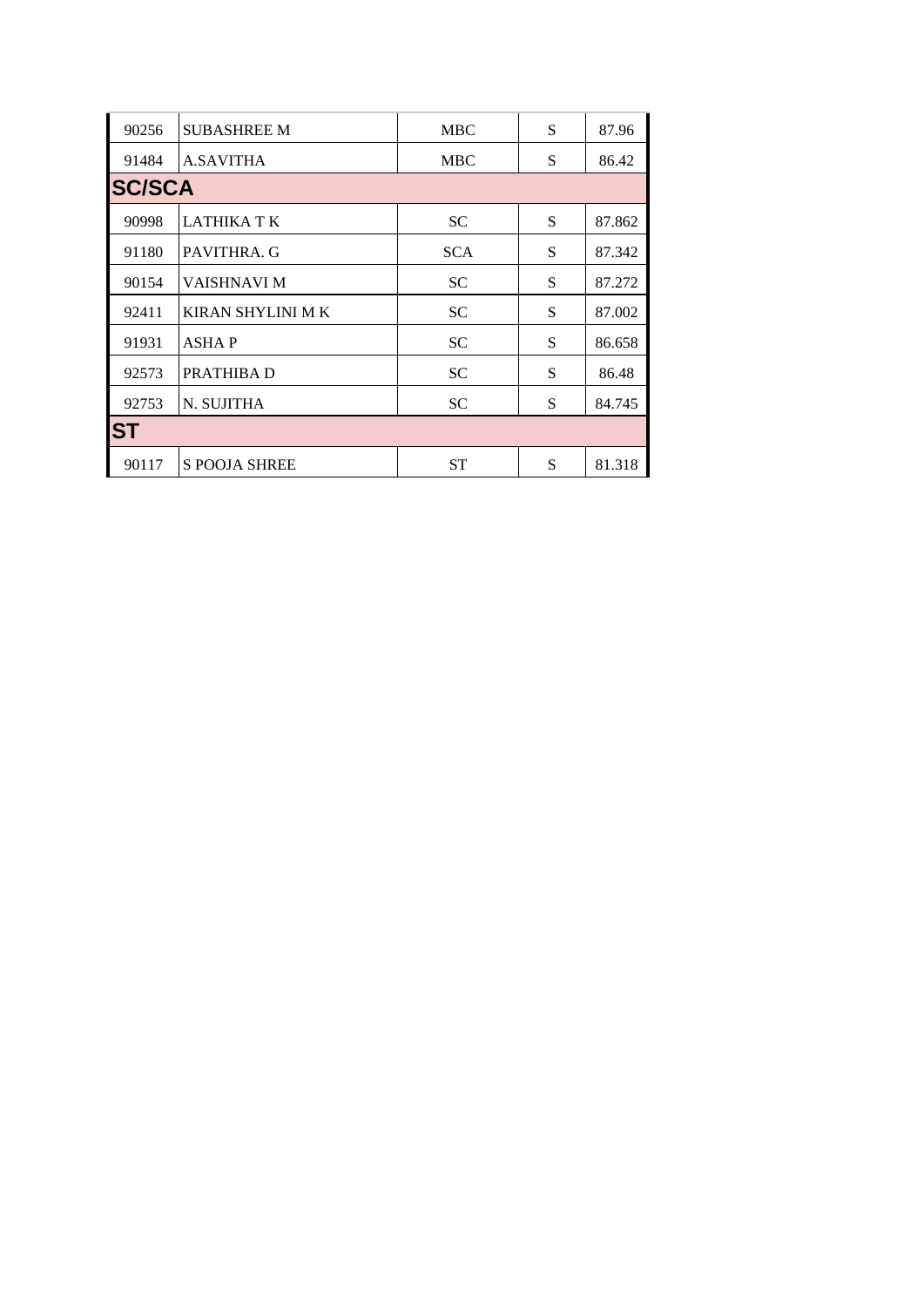| | | | | |
|---|---|---|---|---|
| 90256 | SUBASHREE M | MBC | S | 87.96 |
| 91484 | A.SAVITHA | MBC | S | 86.42 |
| **SC/SCA** | | | | |
| 90998 | LATHIKA T K | SC | S | 87.862 |
| 91180 | PAVITHRA. G | SCA | S | 87.342 |
| 90154 | VAISHNAVI M | SC | S | 87.272 |
| 92411 | KIRAN SHYLINI M K | SC | S | 87.002 |
| 91931 | ASHA P | SC | S | 86.658 |
| 92573 | PRATHIBA D | SC | S | 86.48 |
| 92753 | N. SUJITHA | SC | S | 84.745 |
| **ST** | | | | |
| 90117 | S POOJA SHREE | ST | S | 81.318 |